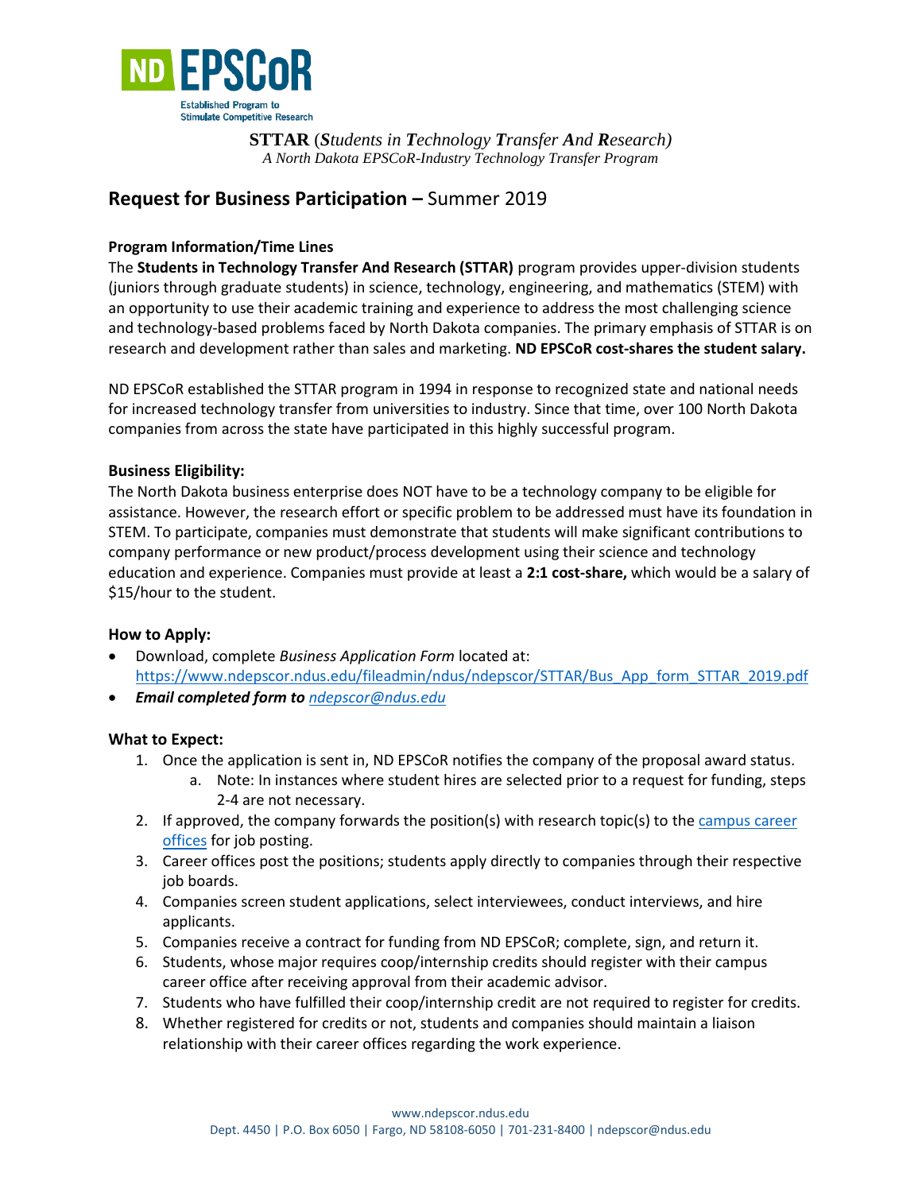ND EPSCoR

Established Program to Stimulate Competitive Research

**STTAR** (***S****tudents in* ***T****echnology* ***T****ransfer* ***A****nd* ***R****esearch)*

*A North Dakota EPSCoR-Industry Technology Transfer Program*

## **Request for Business Participation –** Summer 2019

### Program Information/Time Lines

The **Students in Technology Transfer And Research (STTAR)** program provides upper-division students (juniors through graduate students) in science, technology, engineering, and mathematics (STEM) with an opportunity to use their academic training and experience to address the most challenging science and technology-based problems faced by North Dakota companies. The primary emphasis of STTAR is on research and development rather than sales and marketing. **ND EPSCoR cost-shares the student salary.**

ND EPSCoR established the STTAR program in 1994 in response to recognized state and national needs for increased technology transfer from universities to industry. Since that time, over 100 North Dakota companies from across the state have participated in this highly successful program.

### Business Eligibility:

The North Dakota business enterprise does NOT have to be a technology company to be eligible for assistance. However, the research effort or specific problem to be addressed must have its foundation in STEM. To participate, companies must demonstrate that students will make significant contributions to company performance or new product/process development using their science and technology education and experience. Companies must provide at least a **2:1 cost-share,** which would be a salary of $15/hour to the student.

### How to Apply:

- Download, complete *Business Application Form* located at: https://www.ndepscor.ndus.edu/fileadmin/ndus/ndepscor/STTAR/Bus_App_form_STTAR_2019.pdf
- ***Email completed form to*** *ndepscor@ndus.edu*

### What to Expect:

1. Once the application is sent in, ND EPSCoR notifies the company of the proposal award status.
   a. Note: In instances where student hires are selected prior to a request for funding, steps 2-4 are not necessary.
2. If approved, the company forwards the position(s) with research topic(s) to the campus career offices for job posting.
3. Career offices post the positions; students apply directly to companies through their respective job boards.
4. Companies screen student applications, select interviewees, conduct interviews, and hire applicants.
5. Companies receive a contract for funding from ND EPSCoR; complete, sign, and return it.
6. Students, whose major requires coop/internship credits should register with their campus career office after receiving approval from their academic advisor.
7. Students who have fulfilled their coop/internship credit are not required to register for credits.
8. Whether registered for credits or not, students and companies should maintain a liaison relationship with their career offices regarding the work experience.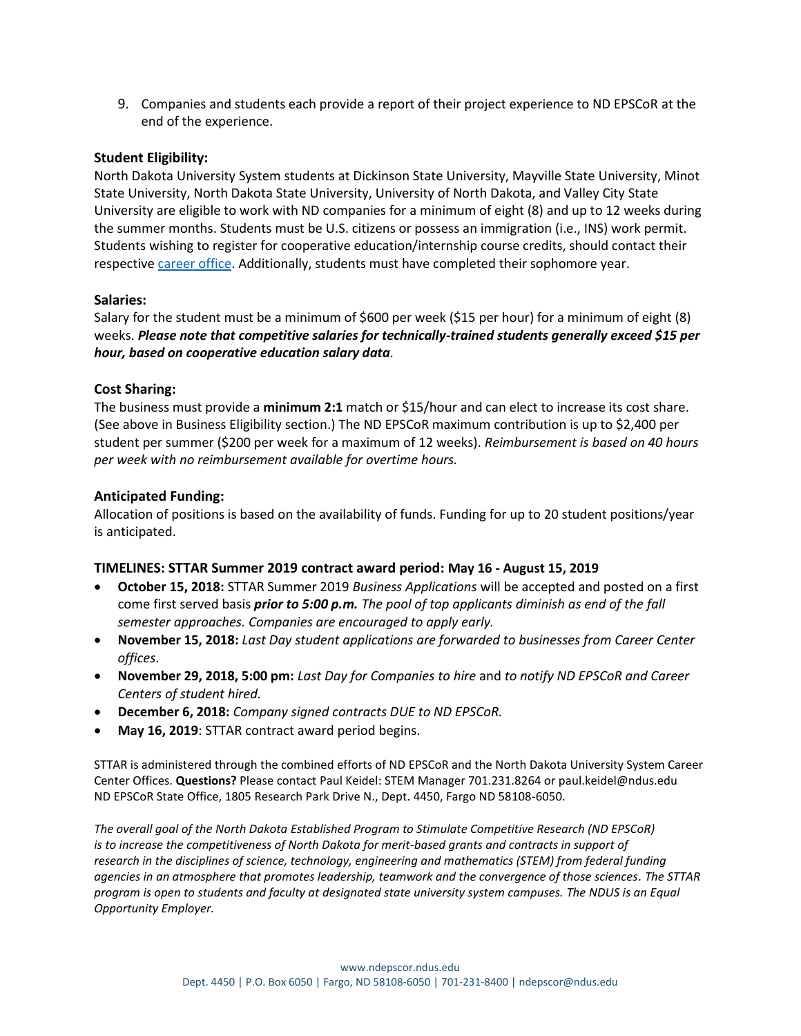9. Companies and students each provide a report of their project experience to ND EPSCoR at the end of the experience.

### Student Eligibility:

North Dakota University System students at Dickinson State University, Mayville State University, Minot State University, North Dakota State University, University of North Dakota, and Valley City State University are eligible to work with ND companies for a minimum of eight (8) and up to 12 weeks during the summer months. Students must be U.S. citizens or possess an immigration (i.e., INS) work permit. Students wishing to register for cooperative education/internship course credits, should contact their respective career office. Additionally, students must have completed their sophomore year.

### Salaries:

Salary for the student must be a minimum of $600 per week ($15 per hour) for a minimum of eight (8) weeks. ***Please note that competitive salaries for technically-trained students generally exceed $15 per hour, based on cooperative education salary data***.

### Cost Sharing:

The business must provide a **minimum 2:1** match or $15/hour and can elect to increase its cost share. (See above in Business Eligibility section.) The ND EPSCoR maximum contribution is up to $2,400 per student per summer ($200 per week for a maximum of 12 weeks). *Reimbursement is based on 40 hours per week with no reimbursement available for overtime hours.*

### Anticipated Funding:

Allocation of positions is based on the availability of funds. Funding for up to 20 student positions/year is anticipated.

### TIMELINES: STTAR Summer 2019 contract award period: May 16 - August 15, 2019

- **October 15, 2018:** STTAR Summer 2019 *Business Applications* will be accepted and posted on a first come first served basis ***prior to 5:00 p.m.*** *The pool of top applicants diminish as end of the fall semester approaches. Companies are encouraged to apply early.*
- **November 15, 2018:** *Last Day student applications are forwarded to businesses from Career Center offices*.
- **November 29, 2018, 5:00 pm:** *Last Day for Companies to hire* and *to notify ND EPSCoR and Career Centers of student hired.*
- **December 6, 2018:** *Company signed contracts DUE to ND EPSCoR.*
- **May 16, 2019**: STTAR contract award period begins.

STTAR is administered through the combined efforts of ND EPSCoR and the North Dakota University System Career Center Offices. **Questions?** Please contact Paul Keidel: STEM Manager 701.231.8264 or paul.keidel@ndus.edu
ND EPSCoR State Office, 1805 Research Park Drive N., Dept. 4450, Fargo ND 58108-6050.

*The overall goal of the North Dakota Established Program to Stimulate Competitive Research (ND EPSCoR) is to increase the competitiveness of North Dakota for merit-based grants and contracts in support of research in the disciplines of science, technology, engineering and mathematics (STEM) from federal funding agencies in an atmosphere that promotes leadership, teamwork and the convergence of those sciences. The STTAR program is open to students and faculty at designated state university system campuses. The NDUS is an Equal Opportunity Employer.*

www.ndepscor.ndus.edu
Dept. 4450 | P.O. Box 6050 | Fargo, ND 58108-6050 | 701-231-8400 | ndepscor@ndus.edu